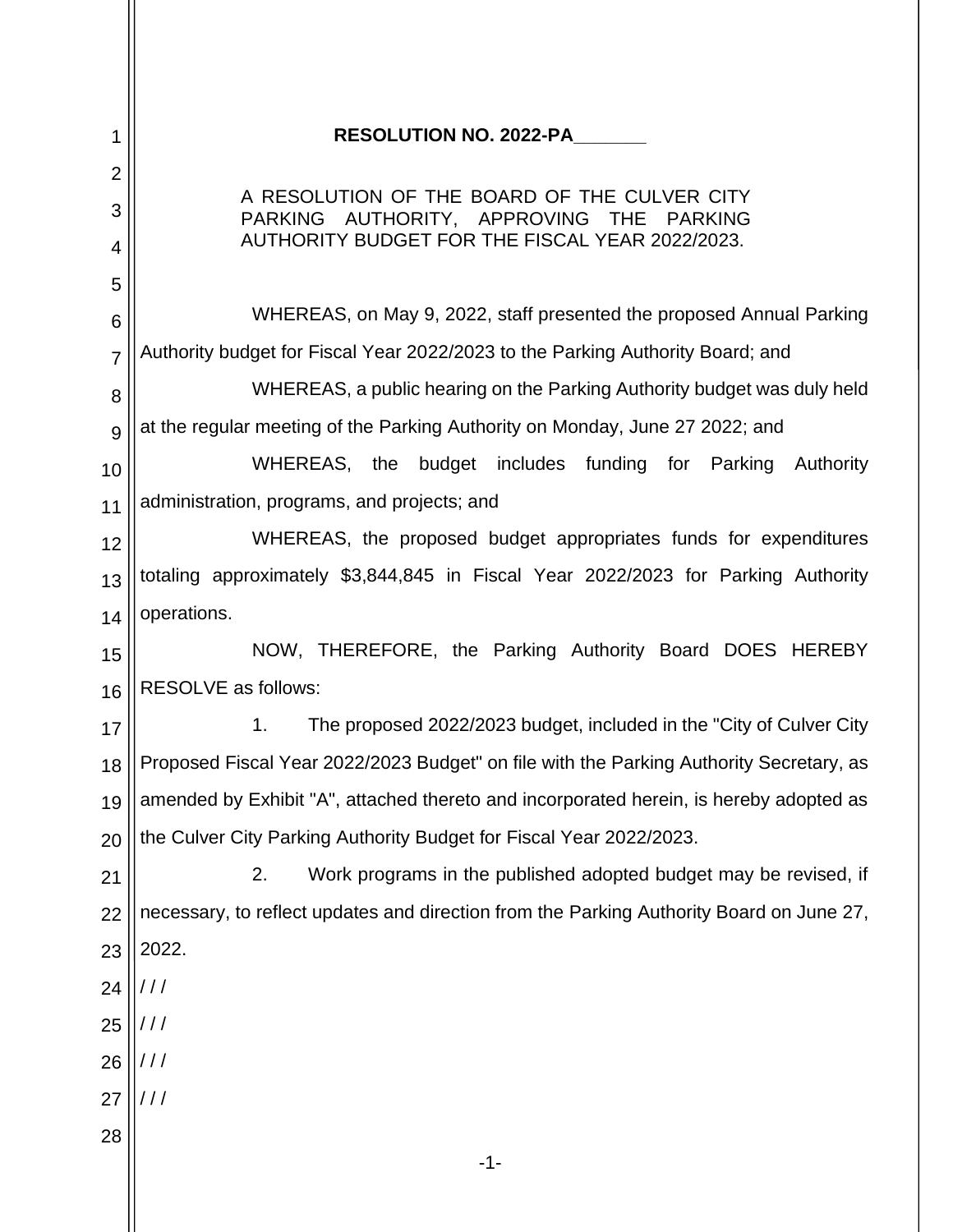**RESOLUTION NO. 2022-PA_______**

A RESOLUTION OF THE BOARD OF THE CULVER CITY PARKING AUTHORITY, APPROVING THE PARKING AUTHORITY BUDGET FOR THE FISCAL YEAR 2022/2023.

WHEREAS, on May 9, 2022, staff presented the proposed Annual Parking Authority budget for Fiscal Year 2022/2023 to the Parking Authority Board; and

WHEREAS, a public hearing on the Parking Authority budget was duly held at the regular meeting of the Parking Authority on Monday, June 27 2022; and

WHEREAS, the budget includes funding for Parking Authority administration, programs, and projects; and

WHEREAS, the proposed budget appropriates funds for expenditures totaling approximately $3,844,845 in Fiscal Year 2022/2023 for Parking Authority operations.

NOW, THEREFORE, the Parking Authority Board DOES HEREBY RESOLVE as follows:

1. The proposed 2022/2023 budget, included in the "City of Culver City Proposed Fiscal Year 2022/2023 Budget" on file with the Parking Authority Secretary, as amended by Exhibit "A", attached thereto and incorporated herein, is hereby adopted as the Culver City Parking Authority Budget for Fiscal Year 2022/2023.

2. Work programs in the published adopted budget may be revised, if necessary, to reflect updates and direction from the Parking Authority Board on June 27, 2022.

/ / /

/ / /

/ / /

/ / /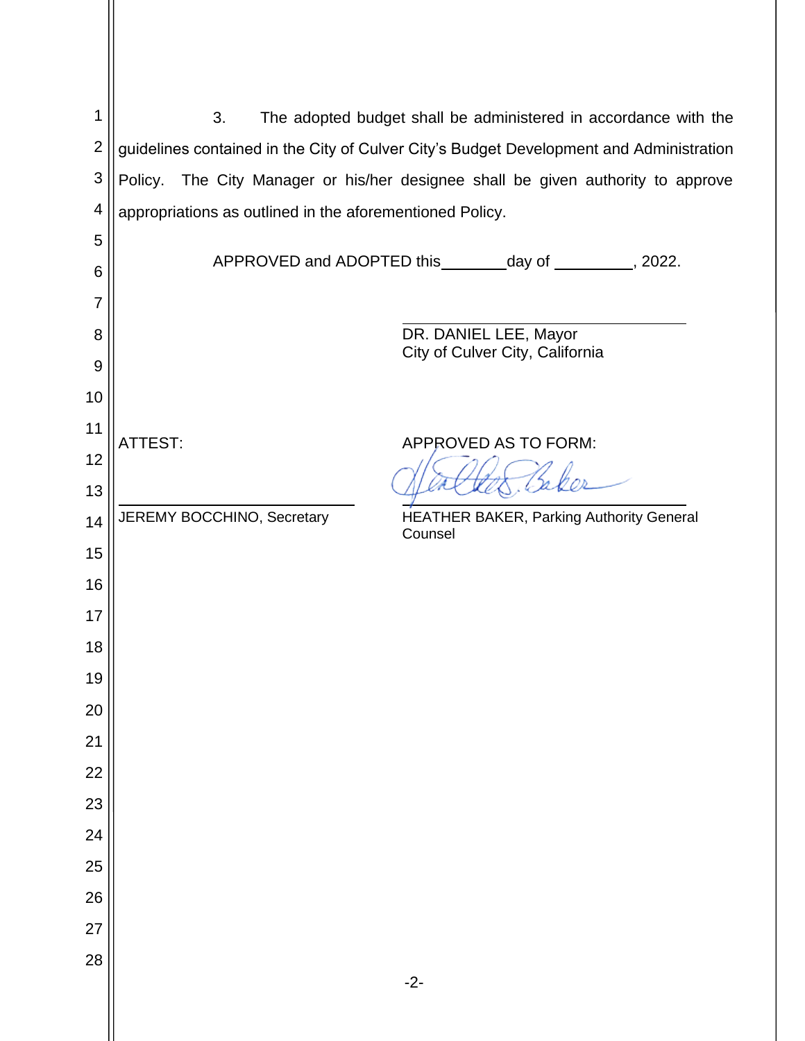3. The adopted budget shall be administered in accordance with the guidelines contained in the City of Culver City's Budget Development and Administration Policy. The City Manager or his/her designee shall be given authority to approve appropriations as outlined in the aforementioned Policy.

APPROVED and ADOPTED this \_\_\_\_\_\_\_\_ day of \_\_\_\_\_\_\_\_\_\_, 2022.

\_\_\_\_\_\_\_\_\_\_\_\_\_\_\_\_\_\_\_\_\_\_\_\_\_\_\_\_\_\_
DR. DANIEL LEE, Mayor
City of Culver City, California

ATTEST:

\_\_\_\_\_\_\_\_\_\_\_\_\_\_\_\_\_\_\_\_\_\_\_\_\_\_\_\_\_\_
JEREMY BOCCHINO, Secretary

APPROVED AS TO FORM:

\_\_\_\_\_\_\_\_\_\_\_\_\_\_\_\_\_\_\_\_\_\_\_\_\_\_\_\_\_\_
HEATHER BAKER, Parking Authority General Counsel